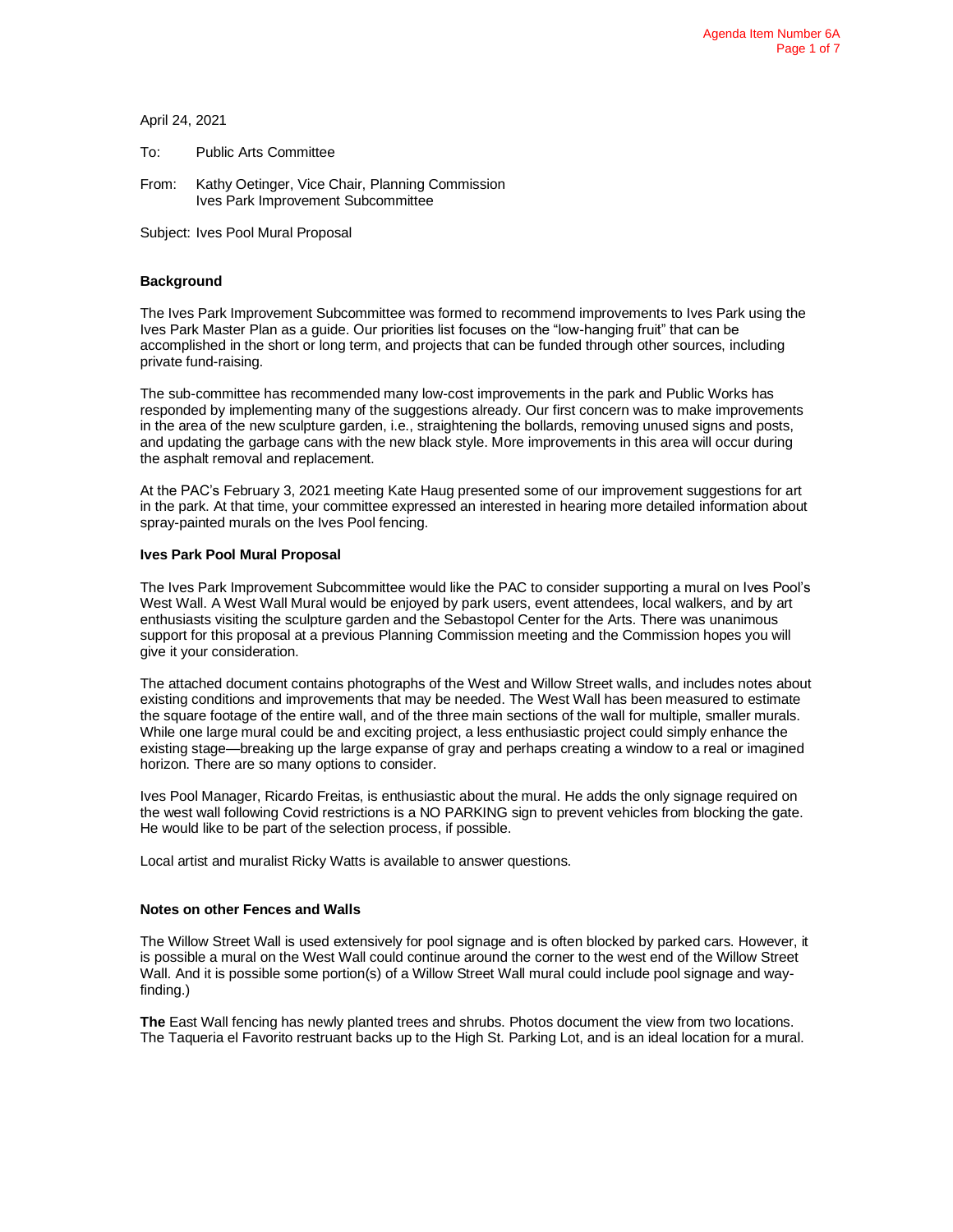April 24, 2021

To: Public Arts Committee

From: Kathy Oetinger, Vice Chair, Planning Commission
Ives Park Improvement Subcommittee

Subject: Ives Pool Mural Proposal

**Background**

The Ives Park Improvement Subcommittee was formed to recommend improvements to Ives Park using the Ives Park Master Plan as a guide. Our priorities list focuses on the "low-hanging fruit" that can be accomplished in the short or long term, and projects that can be funded through other sources, including private fund-raising.

The sub-committee has recommended many low-cost improvements in the park and Public Works has responded by implementing many of the suggestions already. Our first concern was to make improvements in the area of the new sculpture garden, i.e., straightening the bollards, removing unused signs and posts, and updating the garbage cans with the new black style. More improvements in this area will occur during the asphalt removal and replacement.

At the PAC's February 3, 2021 meeting Kate Haug presented some of our improvement suggestions for art in the park. At that time, your committee expressed an interested in hearing more detailed information about spray-painted murals on the Ives Pool fencing.

**Ives Park Pool Mural Proposal**

The Ives Park Improvement Subcommittee would like the PAC to consider supporting a mural on Ives Pool's West Wall. A West Wall Mural would be enjoyed by park users, event attendees, local walkers, and by art enthusiasts visiting the sculpture garden and the Sebastopol Center for the Arts. There was unanimous support for this proposal at a previous Planning Commission meeting and the Commission hopes you will give it your consideration.

The attached document contains photographs of the West and Willow Street walls, and includes notes about existing conditions and improvements that may be needed. The West Wall has been measured to estimate the square footage of the entire wall, and of the three main sections of the wall for multiple, smaller murals. While one large mural could be and exciting project, a less enthusiastic project could simply enhance the existing stage—breaking up the large expanse of gray and perhaps creating a window to a real or imagined horizon. There are so many options to consider.

Ives Pool Manager, Ricardo Freitas, is enthusiastic about the mural. He adds the only signage required on the west wall following Covid restrictions is a NO PARKING sign to prevent vehicles from blocking the gate. He would like to be part of the selection process, if possible.

Local artist and muralist Ricky Watts is available to answer questions.

**Notes on other Fences and Walls**

The Willow Street Wall is used extensively for pool signage and is often blocked by parked cars. However, it is possible a mural on the West Wall could continue around the corner to the west end of the Willow Street Wall. And it is possible some portion(s) of a Willow Street Wall mural could include pool signage and way-finding.)

**The** East Wall fencing has newly planted trees and shrubs. Photos document the view from two locations. The Taqueria el Favorito restruant backs up to the High St. Parking Lot, and is an ideal location for a mural.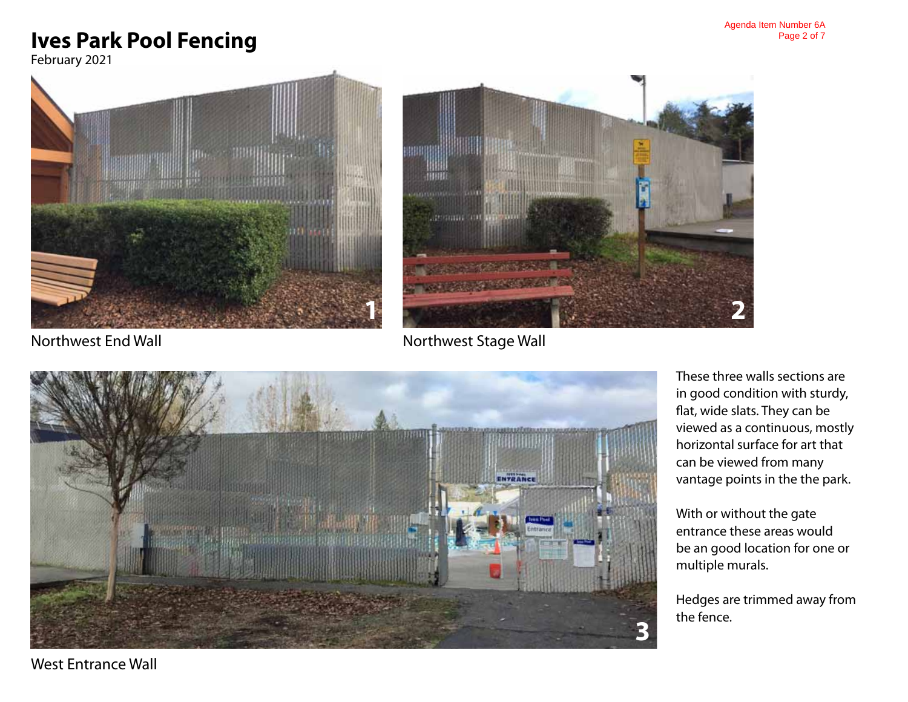# Ives Park Pool Fencing

February 2021

Northwest End Wall

Northwest Stage Wall

West Entrance Wall

These three walls sections are in good condition with sturdy, flat, wide slats. They can be viewed as a continuous, mostly horizontal surface for art that can be viewed from many vantage points in the the park.

With or without the gate entrance these areas would be an good location for one or multiple murals.

Hedges are trimmed away from the fence.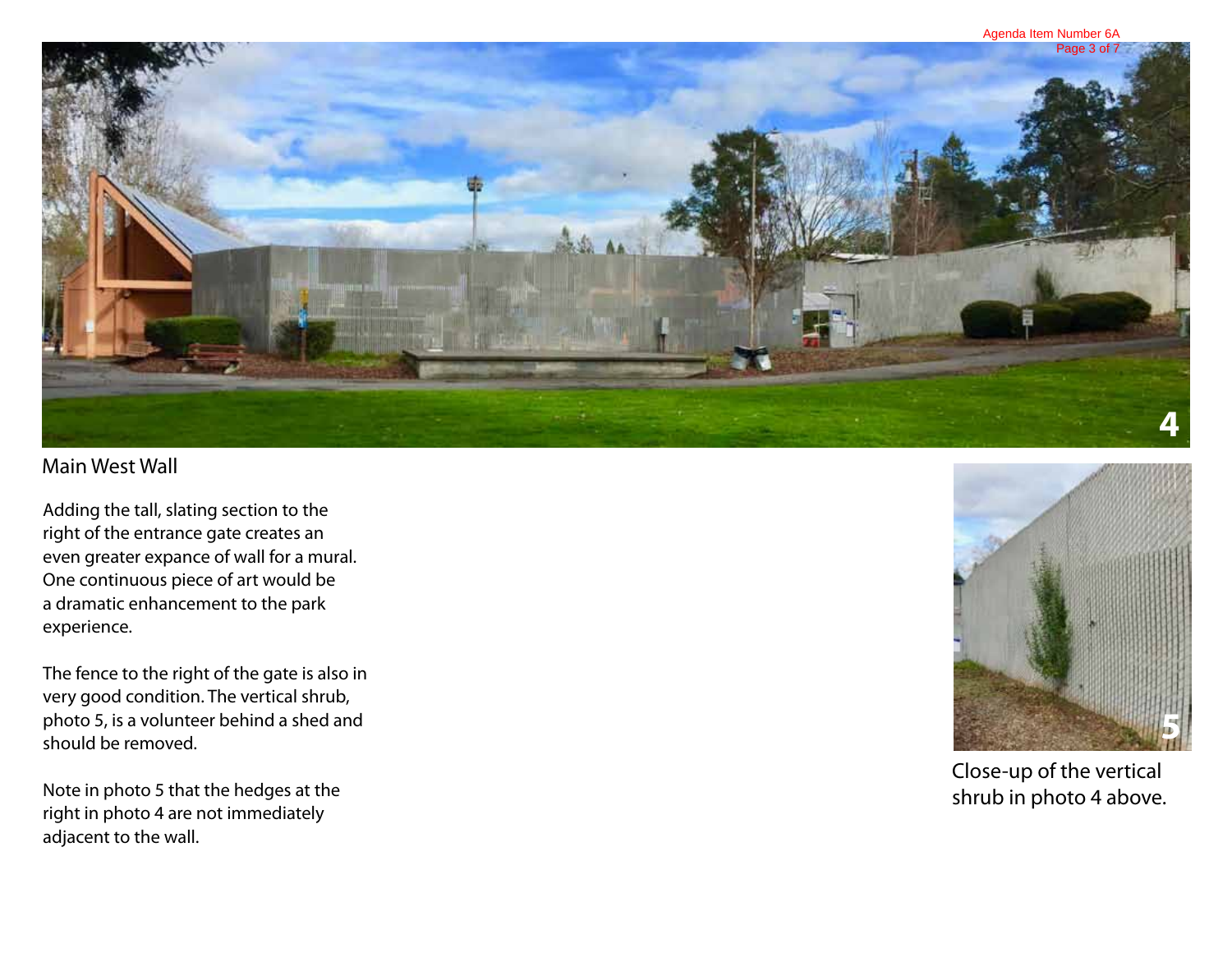## Main West Wall

Adding the tall, slating section to the right of the entrance gate creates an even greater expance of wall for a mural. One continuous piece of art would be a dramatic enhancement to the park experience.

The fence to the right of the gate is also in very good condition. The vertical shrub, photo 5, is a volunteer behind a shed and should be removed.

Note in photo 5 that the hedges at the right in photo 4 are not immediately adjacent to the wall.

Close-up of the vertical shrub in photo 4 above.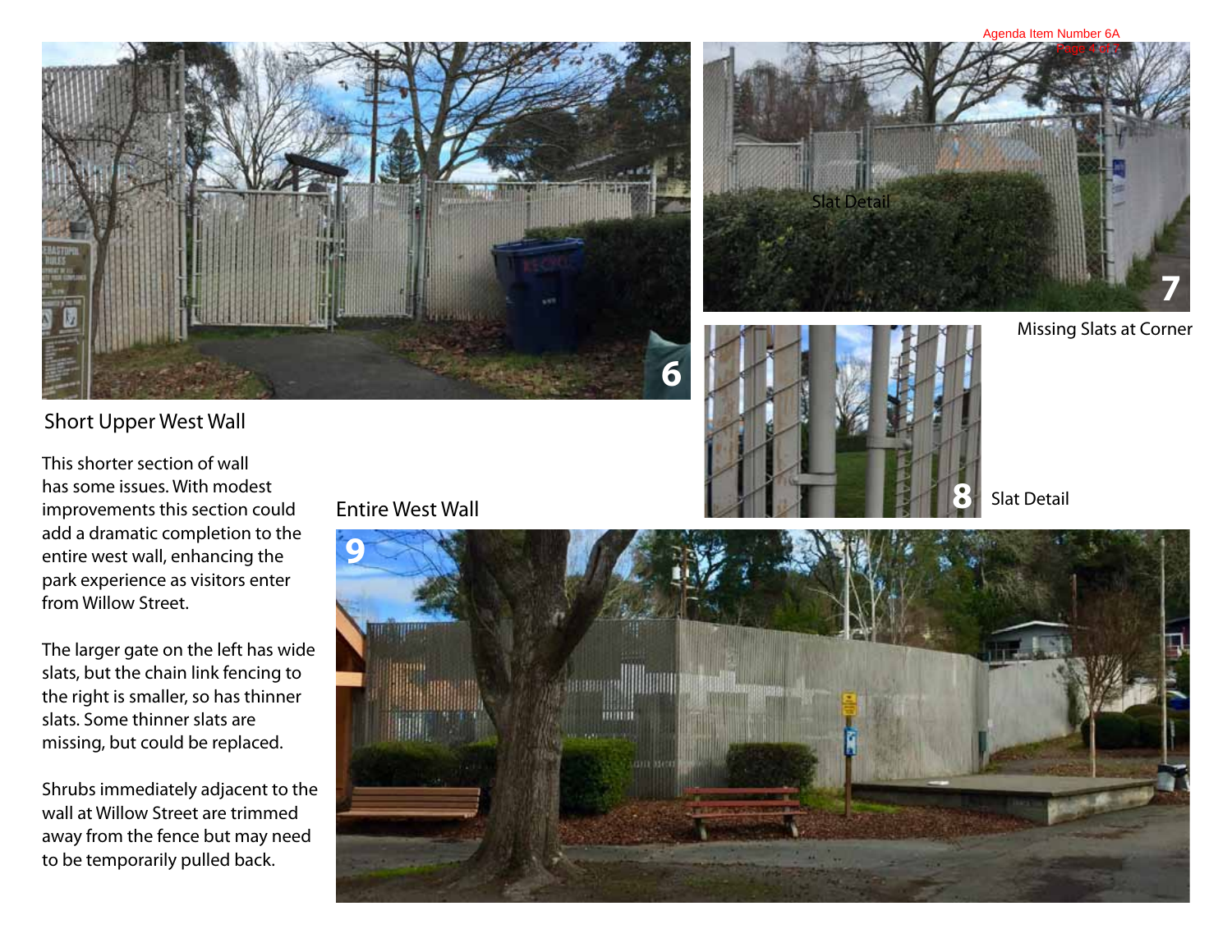## Short Upper West Wall

This shorter section of wall has some issues. With modest improvements this section could add a dramatic completion to the entire west wall, enhancing the park experience as visitors enter from Willow Street.

The larger gate on the left has wide slats, but the chain link fencing to the right is smaller, so has thinner slats. Some thinner slats are missing, but could be replaced.

Shrubs immediately adjacent to the wall at Willow Street are trimmed away from the fence but may need to be temporarily pulled back.

Missing Slats at Corner

Slat Detail

## Entire West Wall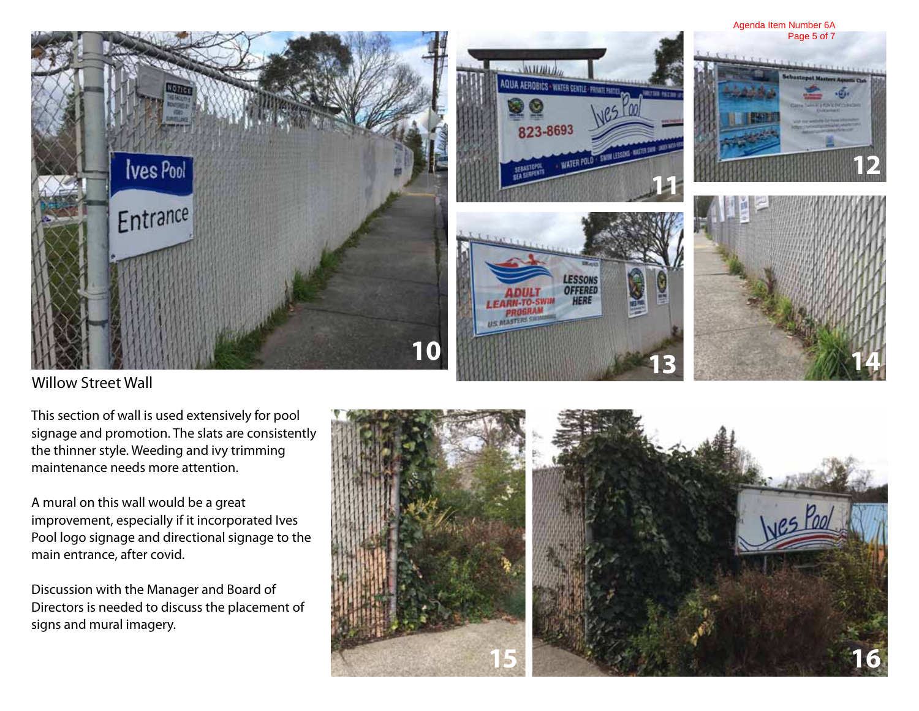Willow Street Wall

This section of wall is used extensively for pool signage and promotion. The slats are consistently the thinner style. Weeding and ivy trimming maintenance needs more attention.

A mural on this wall would be a great improvement, especially if it incorporated Ives Pool logo signage and directional signage to the main entrance, after covid.

Discussion with the Manager and Board of Directors is needed to discuss the placement of signs and mural imagery.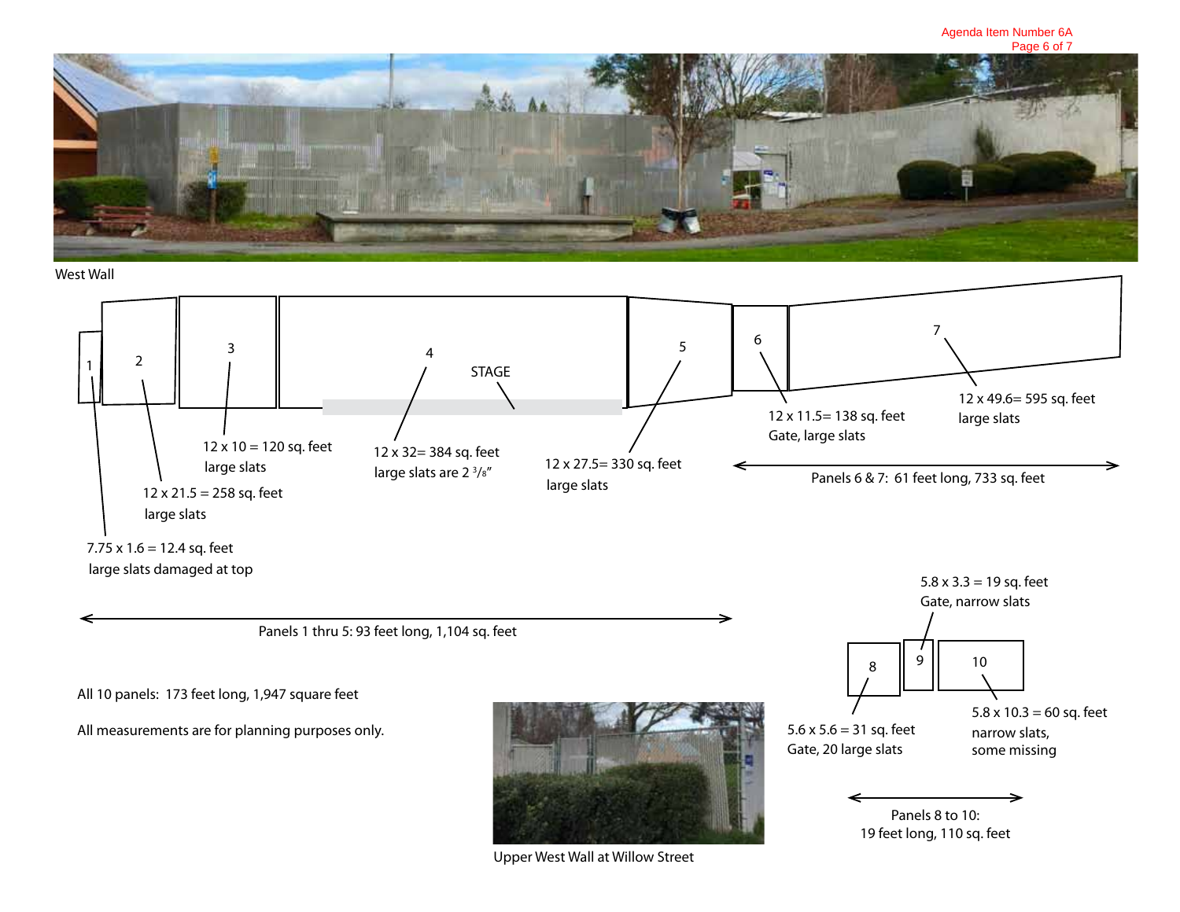West Wall

1
2
3
4
STAGE
5
6
7

7.75 x 1.6 = 12.4 sq. feet
large slats damaged at top

12 x 21.5 = 258 sq. feet
large slats

12 x 10 = 120 sq. feet
large slats

12 x 32= 384 sq. feet
large slats are 2 3/8"

12 x 27.5= 330 sq. feet
large slats

12 x 11.5= 138 sq. feet
Gate, large slats

12 x 49.6= 595 sq. feet
large slats

Panels 6 & 7: 61 feet long, 733 sq. feet

Panels 1 thru 5: 93 feet long, 1,104 sq. feet

8
9
10

5.8 x 3.3 = 19 sq. feet
Gate, narrow slats

5.6 x 5.6 = 31 sq. feet
Gate, 20 large slats

5.8 x 10.3 = 60 sq. feet
narrow slats,
some missing

Panels 8 to 10:
19 feet long, 110 sq. feet

All 10 panels: 173 feet long, 1,947 square feet

All measurements are for planning purposes only.

Upper West Wall at Willow Street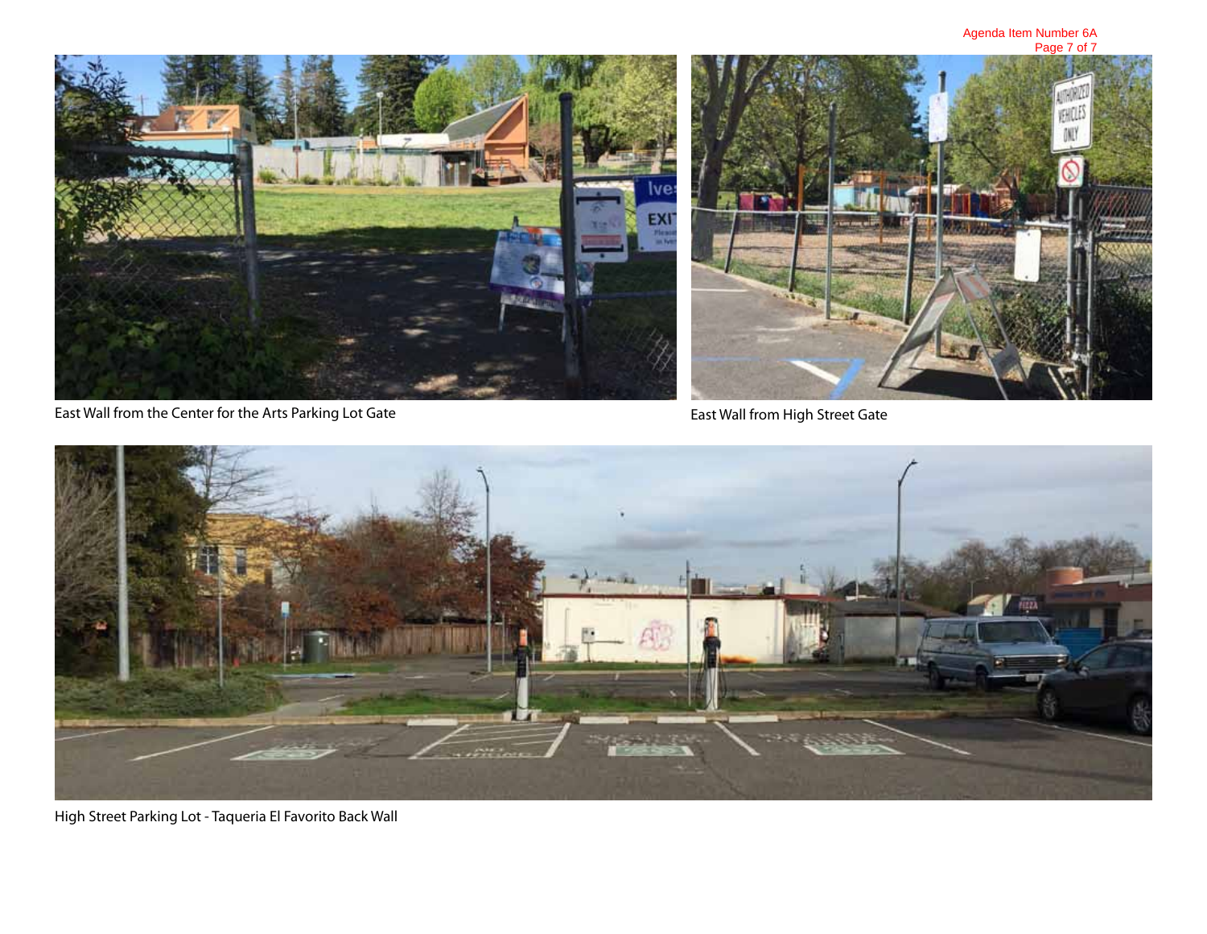East Wall from the Center for the Arts Parking Lot Gate

East Wall from High Street Gate

High Street Parking Lot - Taqueria El Favorito Back Wall